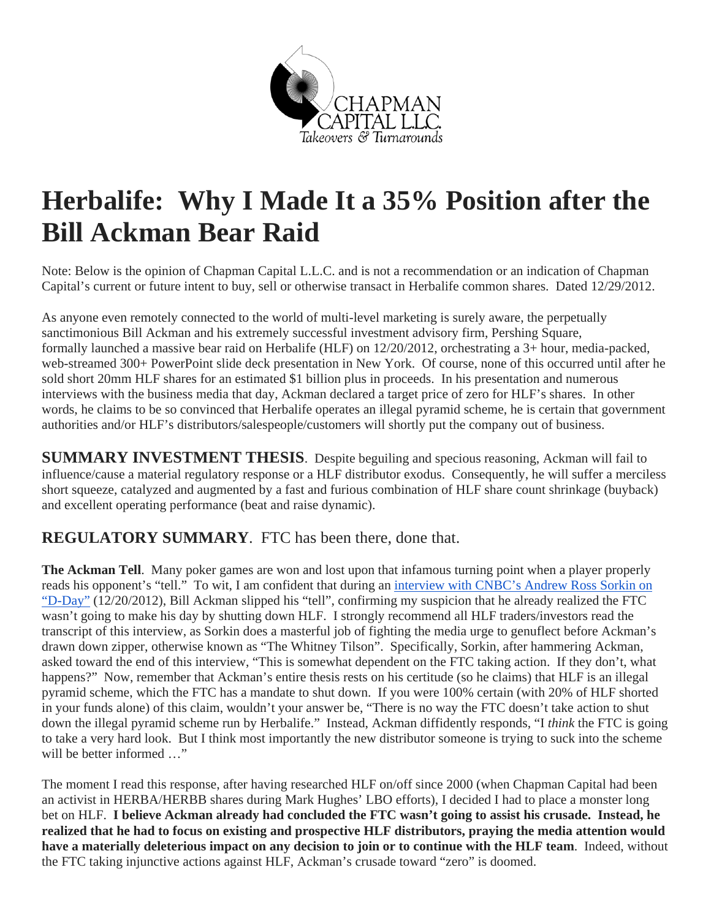CHAPMAN CAPITAL L.L.C.
*Takeovers & Turnarounds*

# Herbalife: Why I Made It a 35% Position after the Bill Ackman Bear Raid

Note: Below is the opinion of Chapman Capital L.L.C. and is not a recommendation or an indication of Chapman Capital's current or future intent to buy, sell or otherwise transact in Herbalife common shares. Dated 12/29/2012.

As anyone even remotely connected to the world of multi-level marketing is surely aware, the perpetually sanctimonious Bill Ackman and his extremely successful investment advisory firm, Pershing Square, formally launched a massive bear raid on Herbalife (HLF) on 12/20/2012, orchestrating a 3+ hour, media-packed, web-streamed 300+ PowerPoint slide deck presentation in New York. Of course, none of this occurred until after he sold short 20mm HLF shares for an estimated $1 billion plus in proceeds. In his presentation and numerous interviews with the business media that day, Ackman declared a target price of zero for HLF's shares. In other words, he claims to be so convinced that Herbalife operates an illegal pyramid scheme, he is certain that government authorities and/or HLF's distributors/salespeople/customers will shortly put the company out of business.

**SUMMARY INVESTMENT THESIS**. Despite beguiling and specious reasoning, Ackman will fail to influence/cause a material regulatory response or a HLF distributor exodus. Consequently, he will suffer a merciless short squeeze, catalyzed and augmented by a fast and furious combination of HLF share count shrinkage (buyback) and excellent operating performance (beat and raise dynamic).

## REGULATORY SUMMARY. FTC has been there, done that.

**The Ackman Tell**. Many poker games are won and lost upon that infamous turning point when a player properly reads his opponent's "tell." To wit, I am confident that during an interview with CNBC's Andrew Ross Sorkin on "D-Day" (12/20/2012), Bill Ackman slipped his "tell", confirming my suspicion that he already realized the FTC wasn't going to make his day by shutting down HLF. I strongly recommend all HLF traders/investors read the transcript of this interview, as Sorkin does a masterful job of fighting the media urge to genuflect before Ackman's drawn down zipper, otherwise known as "The Whitney Tilson". Specifically, Sorkin, after hammering Ackman, asked toward the end of this interview, "This is somewhat dependent on the FTC taking action. If they don't, what happens?" Now, remember that Ackman's entire thesis rests on his certitude (so he claims) that HLF is an illegal pyramid scheme, which the FTC has a mandate to shut down. If you were 100% certain (with 20% of HLF shorted in your funds alone) of this claim, wouldn't your answer be, "There is no way the FTC doesn't take action to shut down the illegal pyramid scheme run by Herbalife." Instead, Ackman diffidently responds, "I *think* the FTC is going to take a very hard look. But I think most importantly the new distributor someone is trying to suck into the scheme will be better informed …"

The moment I read this response, after having researched HLF on/off since 2000 (when Chapman Capital had been an activist in HERBA/HERBB shares during Mark Hughes' LBO efforts), I decided I had to place a monster long bet on HLF. **I believe Ackman already had concluded the FTC wasn't going to assist his crusade. Instead, he realized that he had to focus on existing and prospective HLF distributors, praying the media attention would have a materially deleterious impact on any decision to join or to continue with the HLF team**. Indeed, without the FTC taking injunctive actions against HLF, Ackman's crusade toward "zero" is doomed.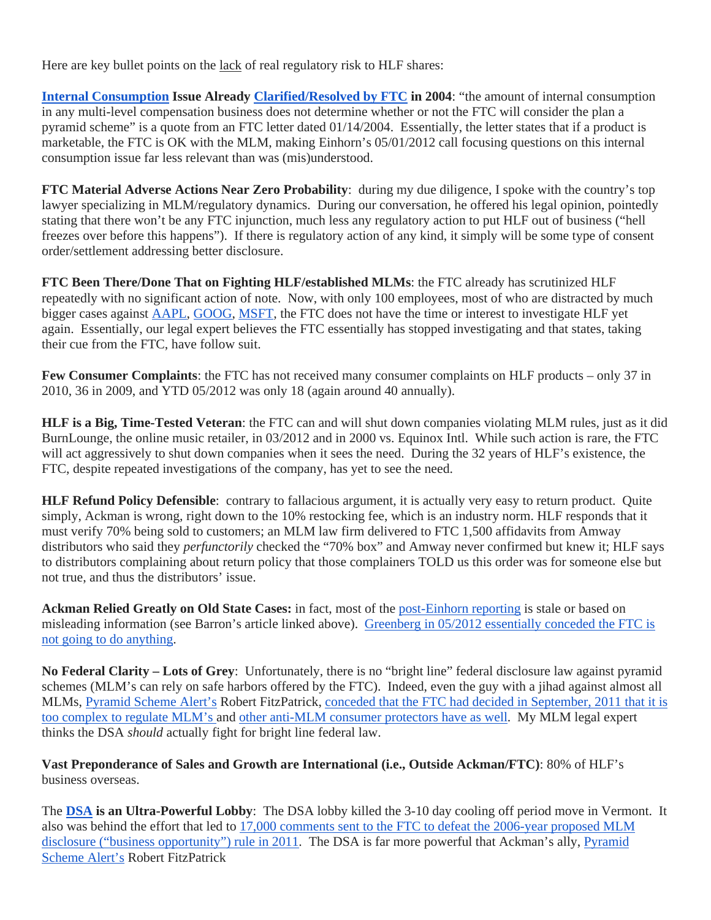Here are key bullet points on the lack of real regulatory risk to HLF shares:

**Internal Consumption Issue Already Clarified/Resolved by FTC in 2004**: "the amount of internal consumption in any multi-level compensation business does not determine whether or not the FTC will consider the plan a pyramid scheme" is a quote from an FTC letter dated 01/14/2004. Essentially, the letter states that if a product is marketable, the FTC is OK with the MLM, making Einhorn's 05/01/2012 call focusing questions on this internal consumption issue far less relevant than was (mis)understood.

**FTC Material Adverse Actions Near Zero Probability**: during my due diligence, I spoke with the country's top lawyer specializing in MLM/regulatory dynamics. During our conversation, he offered his legal opinion, pointedly stating that there won't be any FTC injunction, much less any regulatory action to put HLF out of business ("hell freezes over before this happens"). If there is regulatory action of any kind, it simply will be some type of consent order/settlement addressing better disclosure.

**FTC Been There/Done That on Fighting HLF/established MLMs**: the FTC already has scrutinized HLF repeatedly with no significant action of note. Now, with only 100 employees, most of who are distracted by much bigger cases against AAPL, GOOG, MSFT, the FTC does not have the time or interest to investigate HLF yet again. Essentially, our legal expert believes the FTC essentially has stopped investigating and that states, taking their cue from the FTC, have follow suit.

**Few Consumer Complaints**: the FTC has not received many consumer complaints on HLF products – only 37 in 2010, 36 in 2009, and YTD 05/2012 was only 18 (again around 40 annually).

**HLF is a Big, Time-Tested Veteran**: the FTC can and will shut down companies violating MLM rules, just as it did BurnLounge, the online music retailer, in 03/2012 and in 2000 vs. Equinox Intl. While such action is rare, the FTC will act aggressively to shut down companies when it sees the need. During the 32 years of HLF's existence, the FTC, despite repeated investigations of the company, has yet to see the need.

**HLF Refund Policy Defensible**: contrary to fallacious argument, it is actually very easy to return product. Quite simply, Ackman is wrong, right down to the 10% restocking fee, which is an industry norm. HLF responds that it must verify 70% being sold to customers; an MLM law firm delivered to FTC 1,500 affidavits from Amway distributors who said they *perfunctorily* checked the "70% box" and Amway never confirmed but knew it; HLF says to distributors complaining about return policy that those complainers TOLD us this order was for someone else but not true, and thus the distributors' issue.

**Ackman Relied Greatly on Old State Cases:** in fact, most of the post-Einhorn reporting is stale or based on misleading information (see Barron's article linked above). Greenberg in 05/2012 essentially conceded the FTC is not going to do anything.

**No Federal Clarity – Lots of Grey**: Unfortunately, there is no "bright line" federal disclosure law against pyramid schemes (MLM's can rely on safe harbors offered by the FTC). Indeed, even the guy with a jihad against almost all MLMs, Pyramid Scheme Alert's Robert FitzPatrick, conceded that the FTC had decided in September, 2011 that it is too complex to regulate MLM's and other anti-MLM consumer protectors have as well. My MLM legal expert thinks the DSA *should* actually fight for bright line federal law.

**Vast Preponderance of Sales and Growth are International (i.e., Outside Ackman/FTC)**: 80% of HLF's business overseas.

The **DSA is an Ultra-Powerful Lobby**: The DSA lobby killed the 3-10 day cooling off period move in Vermont. It also was behind the effort that led to 17,000 comments sent to the FTC to defeat the 2006-year proposed MLM disclosure ("business opportunity") rule in 2011. The DSA is far more powerful that Ackman's ally, Pyramid Scheme Alert's Robert FitzPatrick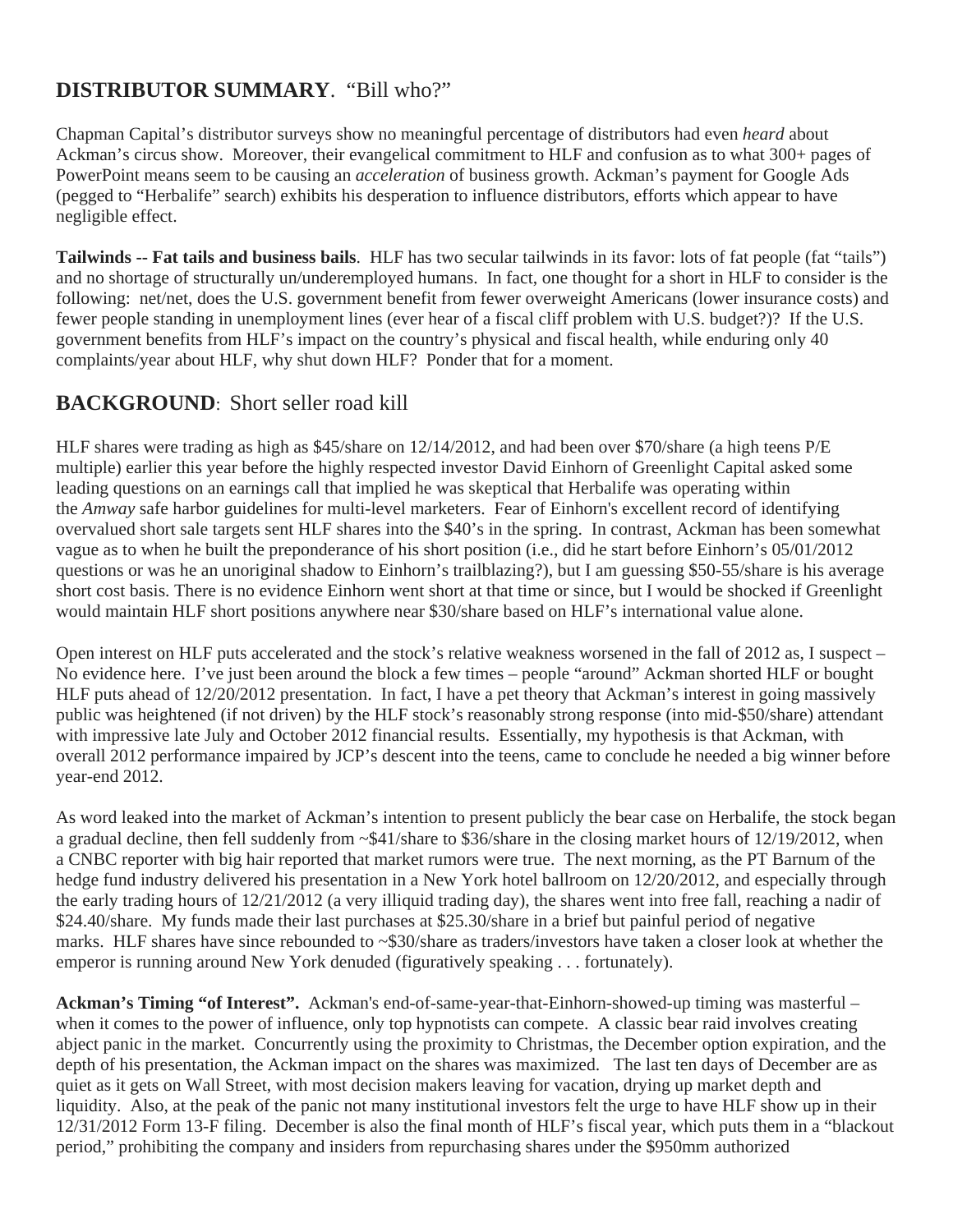## **DISTRIBUTOR SUMMARY**. "Bill who?"

Chapman Capital's distributor surveys show no meaningful percentage of distributors had even *heard* about Ackman's circus show. Moreover, their evangelical commitment to HLF and confusion as to what 300+ pages of PowerPoint means seem to be causing an *acceleration* of business growth. Ackman's payment for Google Ads (pegged to "Herbalife" search) exhibits his desperation to influence distributors, efforts which appear to have negligible effect.

**Tailwinds -- Fat tails and business bails**. HLF has two secular tailwinds in its favor: lots of fat people (fat "tails") and no shortage of structurally un/underemployed humans. In fact, one thought for a short in HLF to consider is the following: net/net, does the U.S. government benefit from fewer overweight Americans (lower insurance costs) and fewer people standing in unemployment lines (ever hear of a fiscal cliff problem with U.S. budget?)? If the U.S. government benefits from HLF's impact on the country's physical and fiscal health, while enduring only 40 complaints/year about HLF, why shut down HLF? Ponder that for a moment.

## **BACKGROUND**: Short seller road kill

HLF shares were trading as high as $45/share on 12/14/2012, and had been over $70/share (a high teens P/E multiple) earlier this year before the highly respected investor David Einhorn of Greenlight Capital asked some leading questions on an earnings call that implied he was skeptical that Herbalife was operating within the *Amway* safe harbor guidelines for multi-level marketers. Fear of Einhorn's excellent record of identifying overvalued short sale targets sent HLF shares into the $40's in the spring. In contrast, Ackman has been somewhat vague as to when he built the preponderance of his short position (i.e., did he start before Einhorn's 05/01/2012 questions or was he an unoriginal shadow to Einhorn's trailblazing?), but I am guessing $50-55/share is his average short cost basis. There is no evidence Einhorn went short at that time or since, but I would be shocked if Greenlight would maintain HLF short positions anywhere near $30/share based on HLF's international value alone.

Open interest on HLF puts accelerated and the stock's relative weakness worsened in the fall of 2012 as, I suspect – No evidence here. I've just been around the block a few times – people "around" Ackman shorted HLF or bought HLF puts ahead of 12/20/2012 presentation. In fact, I have a pet theory that Ackman's interest in going massively public was heightened (if not driven) by the HLF stock's reasonably strong response (into mid-$50/share) attendant with impressive late July and October 2012 financial results. Essentially, my hypothesis is that Ackman, with overall 2012 performance impaired by JCP's descent into the teens, came to conclude he needed a big winner before year-end 2012.

As word leaked into the market of Ackman's intention to present publicly the bear case on Herbalife, the stock began a gradual decline, then fell suddenly from ~$41/share to $36/share in the closing market hours of 12/19/2012, when a CNBC reporter with big hair reported that market rumors were true. The next morning, as the PT Barnum of the hedge fund industry delivered his presentation in a New York hotel ballroom on 12/20/2012, and especially through the early trading hours of 12/21/2012 (a very illiquid trading day), the shares went into free fall, reaching a nadir of $24.40/share. My funds made their last purchases at $25.30/share in a brief but painful period of negative marks. HLF shares have since rebounded to ~$30/share as traders/investors have taken a closer look at whether the emperor is running around New York denuded (figuratively speaking . . . fortunately).

**Ackman's Timing "of Interest".** Ackman's end-of-same-year-that-Einhorn-showed-up timing was masterful – when it comes to the power of influence, only top hypnotists can compete. A classic bear raid involves creating abject panic in the market. Concurrently using the proximity to Christmas, the December option expiration, and the depth of his presentation, the Ackman impact on the shares was maximized. The last ten days of December are as quiet as it gets on Wall Street, with most decision makers leaving for vacation, drying up market depth and liquidity. Also, at the peak of the panic not many institutional investors felt the urge to have HLF show up in their 12/31/2012 Form 13-F filing. December is also the final month of HLF's fiscal year, which puts them in a "blackout period," prohibiting the company and insiders from repurchasing shares under the $950mm authorized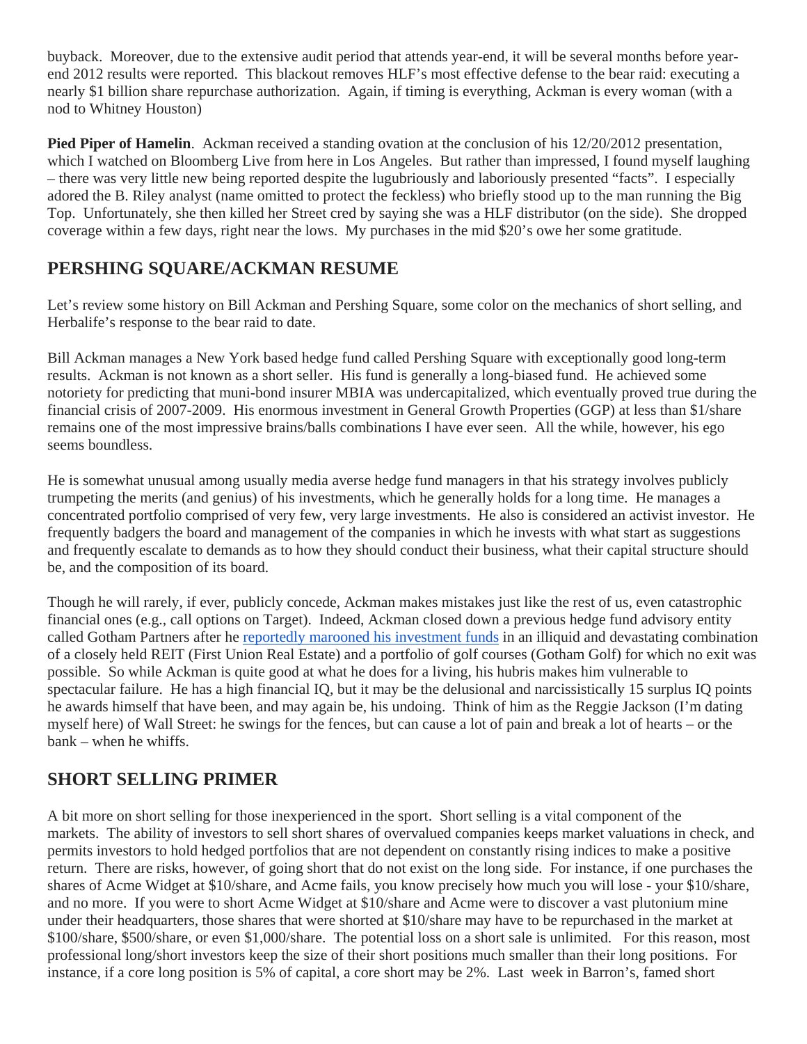buyback. Moreover, due to the extensive audit period that attends year-end, it will be several months before year-end 2012 results were reported. This blackout removes HLF's most effective defense to the bear raid: executing a nearly $1 billion share repurchase authorization. Again, if timing is everything, Ackman is every woman (with a nod to Whitney Houston)

**Pied Piper of Hamelin**. Ackman received a standing ovation at the conclusion of his 12/20/2012 presentation, which I watched on Bloomberg Live from here in Los Angeles. But rather than impressed, I found myself laughing – there was very little new being reported despite the lugubriously and laboriously presented "facts". I especially adored the B. Riley analyst (name omitted to protect the feckless) who briefly stood up to the man running the Big Top. Unfortunately, she then killed her Street cred by saying she was a HLF distributor (on the side). She dropped coverage within a few days, right near the lows. My purchases in the mid $20's owe her some gratitude.

## PERSHING SQUARE/ACKMAN RESUME

Let's review some history on Bill Ackman and Pershing Square, some color on the mechanics of short selling, and Herbalife's response to the bear raid to date.

Bill Ackman manages a New York based hedge fund called Pershing Square with exceptionally good long-term results. Ackman is not known as a short seller. His fund is generally a long-biased fund. He achieved some notoriety for predicting that muni-bond insurer MBIA was undercapitalized, which eventually proved true during the financial crisis of 2007-2009. His enormous investment in General Growth Properties (GGP) at less than $1/share remains one of the most impressive brains/balls combinations I have ever seen. All the while, however, his ego seems boundless.

He is somewhat unusual among usually media averse hedge fund managers in that his strategy involves publicly trumpeting the merits (and genius) of his investments, which he generally holds for a long time. He manages a concentrated portfolio comprised of very few, very large investments. He also is considered an activist investor. He frequently badgers the board and management of the companies in which he invests with what start as suggestions and frequently escalate to demands as to how they should conduct their business, what their capital structure should be, and the composition of its board.

Though he will rarely, if ever, publicly concede, Ackman makes mistakes just like the rest of us, even catastrophic financial ones (e.g., call options on Target). Indeed, Ackman closed down a previous hedge fund advisory entity called Gotham Partners after he reportedly marooned his investment funds in an illiquid and devastating combination of a closely held REIT (First Union Real Estate) and a portfolio of golf courses (Gotham Golf) for which no exit was possible. So while Ackman is quite good at what he does for a living, his hubris makes him vulnerable to spectacular failure. He has a high financial IQ, but it may be the delusional and narcissistically 15 surplus IQ points he awards himself that have been, and may again be, his undoing. Think of him as the Reggie Jackson (I'm dating myself here) of Wall Street: he swings for the fences, but can cause a lot of pain and break a lot of hearts – or the bank – when he whiffs.

## SHORT SELLING PRIMER

A bit more on short selling for those inexperienced in the sport. Short selling is a vital component of the markets. The ability of investors to sell short shares of overvalued companies keeps market valuations in check, and permits investors to hold hedged portfolios that are not dependent on constantly rising indices to make a positive return. There are risks, however, of going short that do not exist on the long side. For instance, if one purchases the shares of Acme Widget at $10/share, and Acme fails, you know precisely how much you will lose - your $10/share, and no more. If you were to short Acme Widget at $10/share and Acme were to discover a vast plutonium mine under their headquarters, those shares that were shorted at $10/share may have to be repurchased in the market at $100/share, $500/share, or even $1,000/share. The potential loss on a short sale is unlimited. For this reason, most professional long/short investors keep the size of their short positions much smaller than their long positions. For instance, if a core long position is 5% of capital, a core short may be 2%. Last week in Barron's, famed short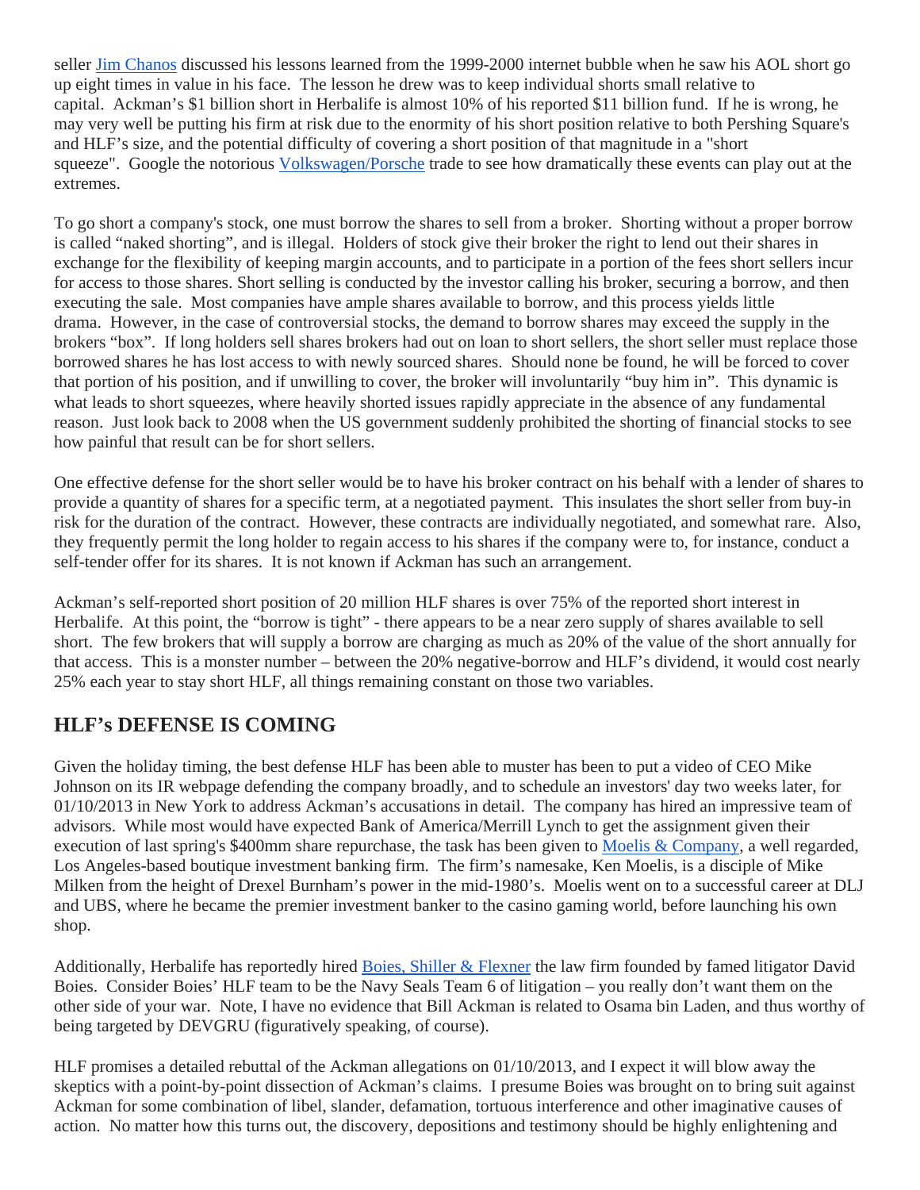seller [Jim Chanos](#) discussed his lessons learned from the 1999-2000 internet bubble when he saw his AOL short go up eight times in value in his face. The lesson he drew was to keep individual shorts small relative to capital. Ackman's $1 billion short in Herbalife is almost 10% of his reported $11 billion fund. If he is wrong, he may very well be putting his firm at risk due to the enormity of his short position relative to both Pershing Square's and HLF's size, and the potential difficulty of covering a short position of that magnitude in a "short squeeze". Google the notorious [Volkswagen/Porsche](#) trade to see how dramatically these events can play out at the extremes.

To go short a company's stock, one must borrow the shares to sell from a broker. Shorting without a proper borrow is called "naked shorting", and is illegal. Holders of stock give their broker the right to lend out their shares in exchange for the flexibility of keeping margin accounts, and to participate in a portion of the fees short sellers incur for access to those shares. Short selling is conducted by the investor calling his broker, securing a borrow, and then executing the sale. Most companies have ample shares available to borrow, and this process yields little drama. However, in the case of controversial stocks, the demand to borrow shares may exceed the supply in the brokers "box". If long holders sell shares brokers had out on loan to short sellers, the short seller must replace those borrowed shares he has lost access to with newly sourced shares. Should none be found, he will be forced to cover that portion of his position, and if unwilling to cover, the broker will involuntarily "buy him in". This dynamic is what leads to short squeezes, where heavily shorted issues rapidly appreciate in the absence of any fundamental reason. Just look back to 2008 when the US government suddenly prohibited the shorting of financial stocks to see how painful that result can be for short sellers.

One effective defense for the short seller would be to have his broker contract on his behalf with a lender of shares to provide a quantity of shares for a specific term, at a negotiated payment. This insulates the short seller from buy-in risk for the duration of the contract. However, these contracts are individually negotiated, and somewhat rare. Also, they frequently permit the long holder to regain access to his shares if the company were to, for instance, conduct a self-tender offer for its shares. It is not known if Ackman has such an arrangement.

Ackman's self-reported short position of 20 million HLF shares is over 75% of the reported short interest in Herbalife. At this point, the "borrow is tight" - there appears to be a near zero supply of shares available to sell short. The few brokers that will supply a borrow are charging as much as 20% of the value of the short annually for that access. This is a monster number – between the 20% negative-borrow and HLF's dividend, it would cost nearly 25% each year to stay short HLF, all things remaining constant on those two variables.

## HLF's DEFENSE IS COMING

Given the holiday timing, the best defense HLF has been able to muster has been to put a video of CEO Mike Johnson on its IR webpage defending the company broadly, and to schedule an investors' day two weeks later, for 01/10/2013 in New York to address Ackman's accusations in detail. The company has hired an impressive team of advisors. While most would have expected Bank of America/Merrill Lynch to get the assignment given their execution of last spring's $400mm share repurchase, the task has been given to [Moelis & Company](#), a well regarded, Los Angeles-based boutique investment banking firm. The firm's namesake, Ken Moelis, is a disciple of Mike Milken from the height of Drexel Burnham's power in the mid-1980's. Moelis went on to a successful career at DLJ and UBS, where he became the premier investment banker to the casino gaming world, before launching his own shop.

Additionally, Herbalife has reportedly hired [Boies, Shiller & Flexner](#) the law firm founded by famed litigator David Boies. Consider Boies' HLF team to be the Navy Seals Team 6 of litigation – you really don't want them on the other side of your war. Note, I have no evidence that Bill Ackman is related to Osama bin Laden, and thus worthy of being targeted by DEVGRU (figuratively speaking, of course).

HLF promises a detailed rebuttal of the Ackman allegations on 01/10/2013, and I expect it will blow away the skeptics with a point-by-point dissection of Ackman's claims. I presume Boies was brought on to bring suit against Ackman for some combination of libel, slander, defamation, tortuous interference and other imaginative causes of action. No matter how this turns out, the discovery, depositions and testimony should be highly enlightening and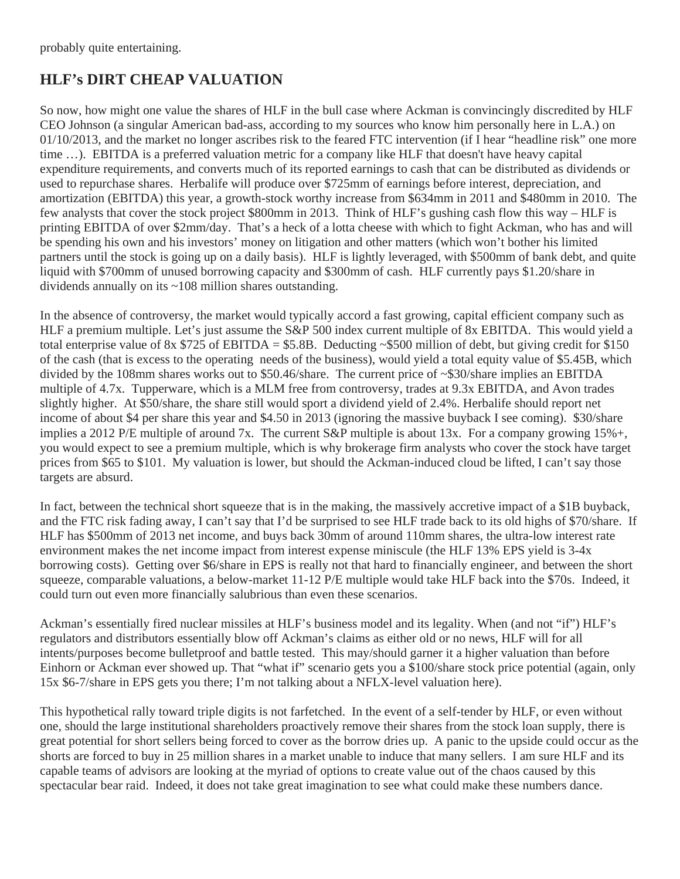probably quite entertaining.

## HLF's DIRT CHEAP VALUATION

So now, how might one value the shares of HLF in the bull case where Ackman is convincingly discredited by HLF CEO Johnson (a singular American bad-ass, according to my sources who know him personally here in L.A.) on 01/10/2013, and the market no longer ascribes risk to the feared FTC intervention (if I hear "headline risk" one more time …). EBITDA is a preferred valuation metric for a company like HLF that doesn't have heavy capital expenditure requirements, and converts much of its reported earnings to cash that can be distributed as dividends or used to repurchase shares. Herbalife will produce over $725mm of earnings before interest, depreciation, and amortization (EBITDA) this year, a growth-stock worthy increase from $634mm in 2011 and $480mm in 2010. The few analysts that cover the stock project $800mm in 2013. Think of HLF's gushing cash flow this way – HLF is printing EBITDA of over $2mm/day. That's a heck of a lotta cheese with which to fight Ackman, who has and will be spending his own and his investors' money on litigation and other matters (which won't bother his limited partners until the stock is going up on a daily basis). HLF is lightly leveraged, with $500mm of bank debt, and quite liquid with $700mm of unused borrowing capacity and $300mm of cash. HLF currently pays $1.20/share in dividends annually on its ~108 million shares outstanding.

In the absence of controversy, the market would typically accord a fast growing, capital efficient company such as HLF a premium multiple. Let's just assume the S&P 500 index current multiple of 8x EBITDA. This would yield a total enterprise value of 8x $725 of EBITDA = $5.8B. Deducting ~$500 million of debt, but giving credit for $150 of the cash (that is excess to the operating needs of the business), would yield a total equity value of $5.45B, which divided by the 108mm shares works out to $50.46/share. The current price of ~$30/share implies an EBITDA multiple of 4.7x. Tupperware, which is a MLM free from controversy, trades at 9.3x EBITDA, and Avon trades slightly higher. At $50/share, the share still would sport a dividend yield of 2.4%. Herbalife should report net income of about $4 per share this year and $4.50 in 2013 (ignoring the massive buyback I see coming). $30/share implies a 2012 P/E multiple of around 7x. The current S&P multiple is about 13x. For a company growing 15%+, you would expect to see a premium multiple, which is why brokerage firm analysts who cover the stock have target prices from $65 to $101. My valuation is lower, but should the Ackman-induced cloud be lifted, I can't say those targets are absurd.

In fact, between the technical short squeeze that is in the making, the massively accretive impact of a $1B buyback, and the FTC risk fading away, I can't say that I'd be surprised to see HLF trade back to its old highs of $70/share. If HLF has $500mm of 2013 net income, and buys back 30mm of around 110mm shares, the ultra-low interest rate environment makes the net income impact from interest expense miniscule (the HLF 13% EPS yield is 3-4x borrowing costs). Getting over $6/share in EPS is really not that hard to financially engineer, and between the short squeeze, comparable valuations, a below-market 11-12 P/E multiple would take HLF back into the $70s. Indeed, it could turn out even more financially salubrious than even these scenarios.

Ackman's essentially fired nuclear missiles at HLF's business model and its legality. When (and not "if") HLF's regulators and distributors essentially blow off Ackman's claims as either old or no news, HLF will for all intents/purposes become bulletproof and battle tested. This may/should garner it a higher valuation than before Einhorn or Ackman ever showed up. That "what if" scenario gets you a $100/share stock price potential (again, only 15x $6-7/share in EPS gets you there; I'm not talking about a NFLX-level valuation here).

This hypothetical rally toward triple digits is not farfetched. In the event of a self-tender by HLF, or even without one, should the large institutional shareholders proactively remove their shares from the stock loan supply, there is great potential for short sellers being forced to cover as the borrow dries up. A panic to the upside could occur as the shorts are forced to buy in 25 million shares in a market unable to induce that many sellers. I am sure HLF and its capable teams of advisors are looking at the myriad of options to create value out of the chaos caused by this spectacular bear raid. Indeed, it does not take great imagination to see what could make these numbers dance.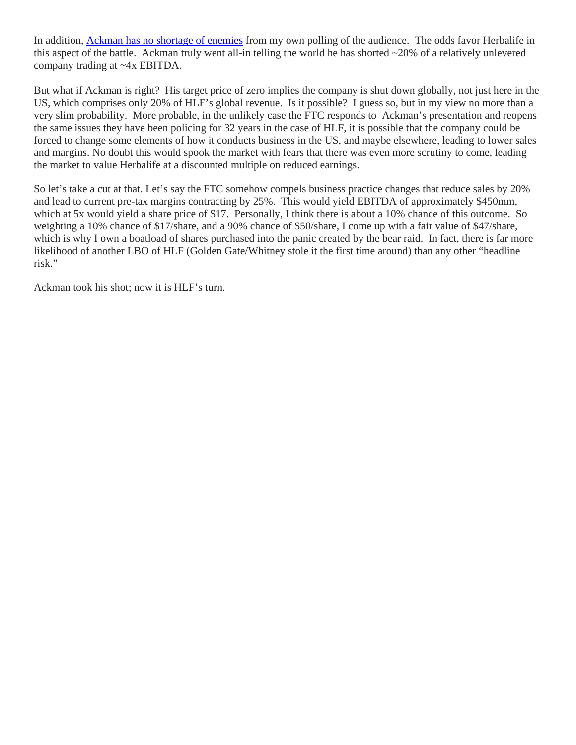In addition, [Ackman has no shortage of enemies] from my own polling of the audience. The odds favor Herbalife in this aspect of the battle. Ackman truly went all-in telling the world he has shorted ~20% of a relatively unlevered company trading at ~4x EBITDA.

But what if Ackman is right? His target price of zero implies the company is shut down globally, not just here in the US, which comprises only 20% of HLF's global revenue. Is it possible? I guess so, but in my view no more than a very slim probability. More probable, in the unlikely case the FTC responds to Ackman's presentation and reopens the same issues they have been policing for 32 years in the case of HLF, it is possible that the company could be forced to change some elements of how it conducts business in the US, and maybe elsewhere, leading to lower sales and margins. No doubt this would spook the market with fears that there was even more scrutiny to come, leading the market to value Herbalife at a discounted multiple on reduced earnings.

So let's take a cut at that. Let's say the FTC somehow compels business practice changes that reduce sales by 20% and lead to current pre-tax margins contracting by 25%. This would yield EBITDA of approximately $450mm, which at 5x would yield a share price of $17. Personally, I think there is about a 10% chance of this outcome. So weighting a 10% chance of $17/share, and a 90% chance of $50/share, I come up with a fair value of $47/share, which is why I own a boatload of shares purchased into the panic created by the bear raid. In fact, there is far more likelihood of another LBO of HLF (Golden Gate/Whitney stole it the first time around) than any other "headline risk."

Ackman took his shot; now it is HLF's turn.